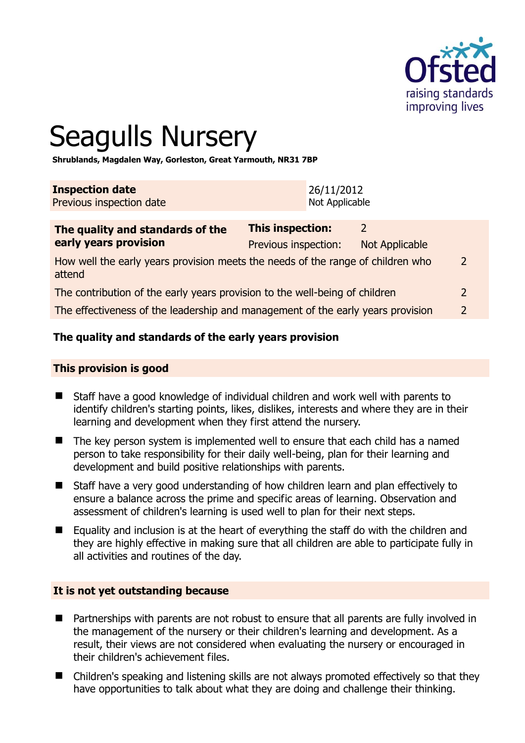# Seagulls Nursery

**Shrublands, Magdalen Way, Gorleston, Great Yarmouth, NR31 7BP**

| **Inspection date** | 26/11/2012 |
|---|---|
| Previous inspection date | Not Applicable |

| **The quality and standards of the early years provision** | **This inspection:** | 2 |
|---|---|---|
| | Previous inspection: | Not Applicable |
| How well the early years provision meets the needs of the range of children who attend | | 2 |
| The contribution of the early years provision to the well-being of children | | 2 |
| The effectiveness of the leadership and management of the early years provision | | 2 |

### The quality and standards of the early years provision

#### This provision is good

- Staff have a good knowledge of individual children and work well with parents to identify children's starting points, likes, dislikes, interests and where they are in their learning and development when they first attend the nursery.
- The key person system is implemented well to ensure that each child has a named person to take responsibility for their daily well-being, plan for their learning and development and build positive relationships with parents.
- Staff have a very good understanding of how children learn and plan effectively to ensure a balance across the prime and specific areas of learning. Observation and assessment of children's learning is used well to plan for their next steps.
- Equality and inclusion is at the heart of everything the staff do with the children and they are highly effective in making sure that all children are able to participate fully in all activities and routines of the day.

#### It is not yet outstanding because

- Partnerships with parents are not robust to ensure that all parents are fully involved in the management of the nursery or their children's learning and development. As a result, their views are not considered when evaluating the nursery or encouraged in their children's achievement files.
- Children's speaking and listening skills are not always promoted effectively so that they have opportunities to talk about what they are doing and challenge their thinking.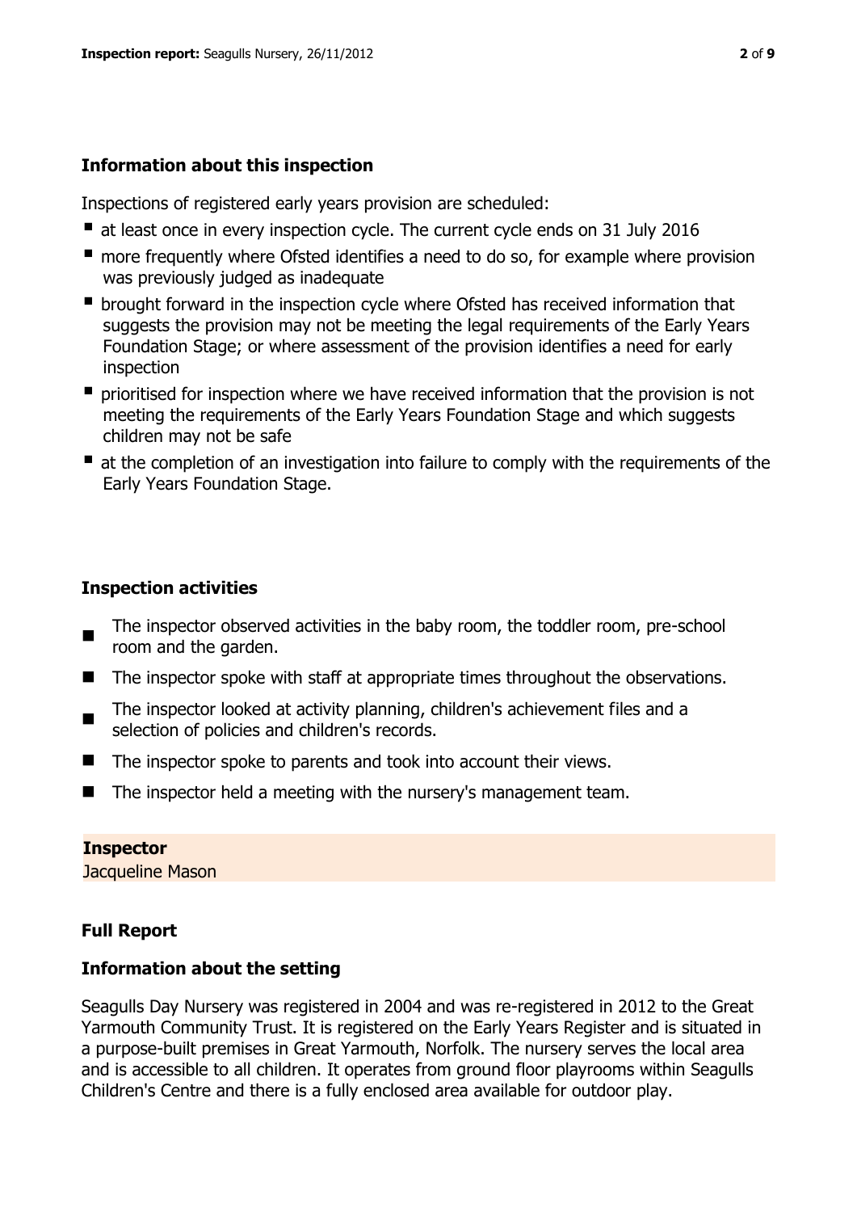### Information about this inspection

Inspections of registered early years provision are scheduled:

- at least once in every inspection cycle. The current cycle ends on 31 July 2016
- more frequently where Ofsted identifies a need to do so, for example where provision was previously judged as inadequate
- brought forward in the inspection cycle where Ofsted has received information that suggests the provision may not be meeting the legal requirements of the Early Years Foundation Stage; or where assessment of the provision identifies a need for early inspection
- prioritised for inspection where we have received information that the provision is not meeting the requirements of the Early Years Foundation Stage and which suggests children may not be safe
- at the completion of an investigation into failure to comply with the requirements of the Early Years Foundation Stage.

### Inspection activities

- The inspector observed activities in the baby room, the toddler room, pre-school room and the garden.
- The inspector spoke with staff at appropriate times throughout the observations.
- The inspector looked at activity planning, children's achievement files and a selection of policies and children's records.
- The inspector spoke to parents and took into account their views.
- The inspector held a meeting with the nursery's management team.

**Inspector**

Jacqueline Mason

### Full Report

### Information about the setting

Seagulls Day Nursery was registered in 2004 and was re-registered in 2012 to the Great Yarmouth Community Trust. It is registered on the Early Years Register and is situated in a purpose-built premises in Great Yarmouth, Norfolk. The nursery serves the local area and is accessible to all children. It operates from ground floor playrooms within Seagulls Children's Centre and there is a fully enclosed area available for outdoor play.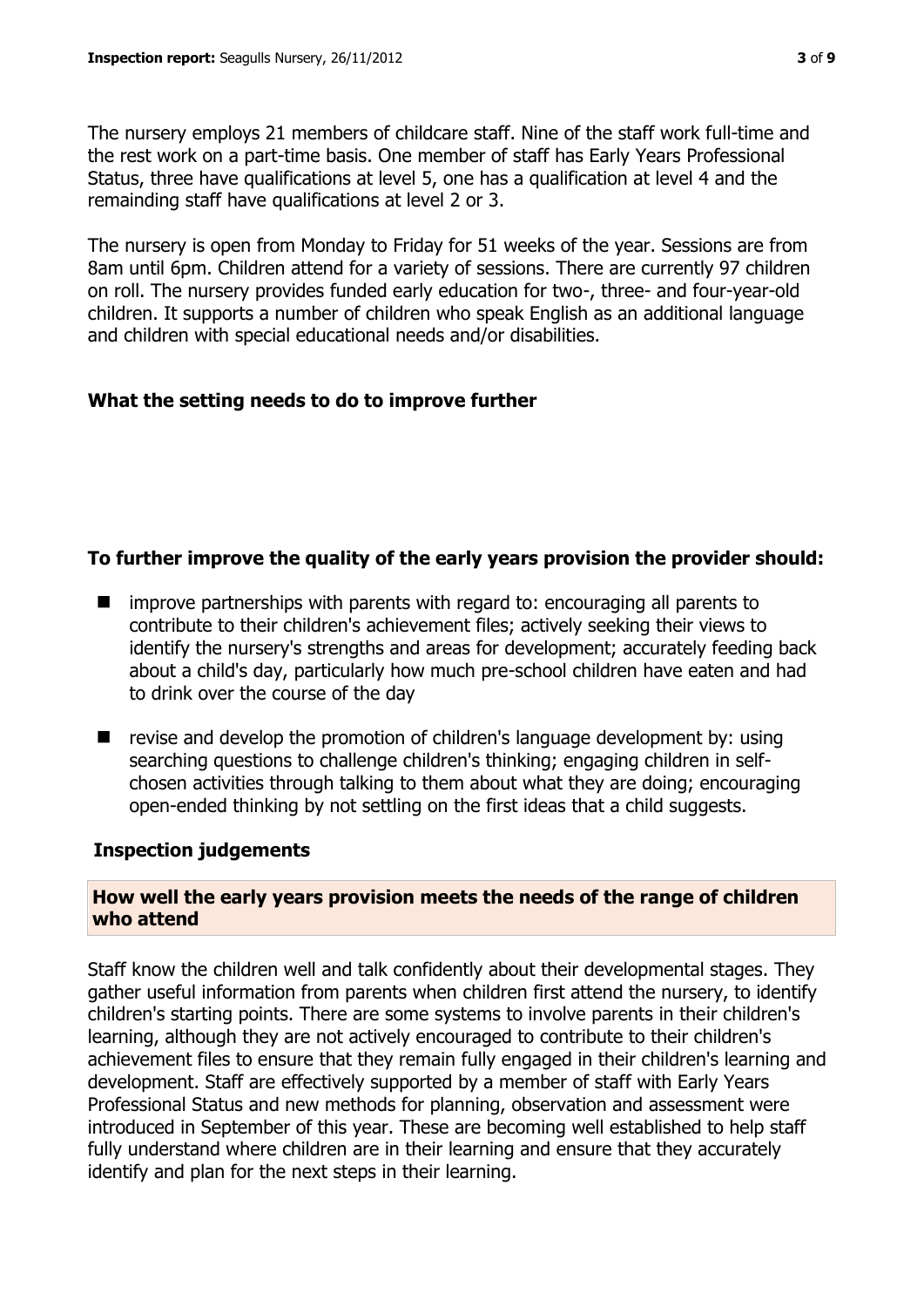The nursery employs 21 members of childcare staff. Nine of the staff work full-time and the rest work on a part-time basis. One member of staff has Early Years Professional Status, three have qualifications at level 5, one has a qualification at level 4 and the remainding staff have qualifications at level 2 or 3.

The nursery is open from Monday to Friday for 51 weeks of the year. Sessions are from 8am until 6pm. Children attend for a variety of sessions. There are currently 97 children on roll. The nursery provides funded early education for two-, three- and four-year-old children. It supports a number of children who speak English as an additional language and children with special educational needs and/or disabilities.

## What the setting needs to do to improve further

### To further improve the quality of the early years provision the provider should:

- improve partnerships with parents with regard to: encouraging all parents to contribute to their children's achievement files; actively seeking their views to identify the nursery's strengths and areas for development; accurately feeding back about a child's day, particularly how much pre-school children have eaten and had to drink over the course of the day
- revise and develop the promotion of children's language development by: using searching questions to challenge children's thinking; engaging children in self-chosen activities through talking to them about what they are doing; encouraging open-ended thinking by not settling on the first ideas that a child suggests.

## Inspection judgements

### How well the early years provision meets the needs of the range of children who attend

Staff know the children well and talk confidently about their developmental stages. They gather useful information from parents when children first attend the nursery, to identify children's starting points. There are some systems to involve parents in their children's learning, although they are not actively encouraged to contribute to their children's achievement files to ensure that they remain fully engaged in their children's learning and development. Staff are effectively supported by a member of staff with Early Years Professional Status and new methods for planning, observation and assessment were introduced in September of this year. These are becoming well established to help staff fully understand where children are in their learning and ensure that they accurately identify and plan for the next steps in their learning.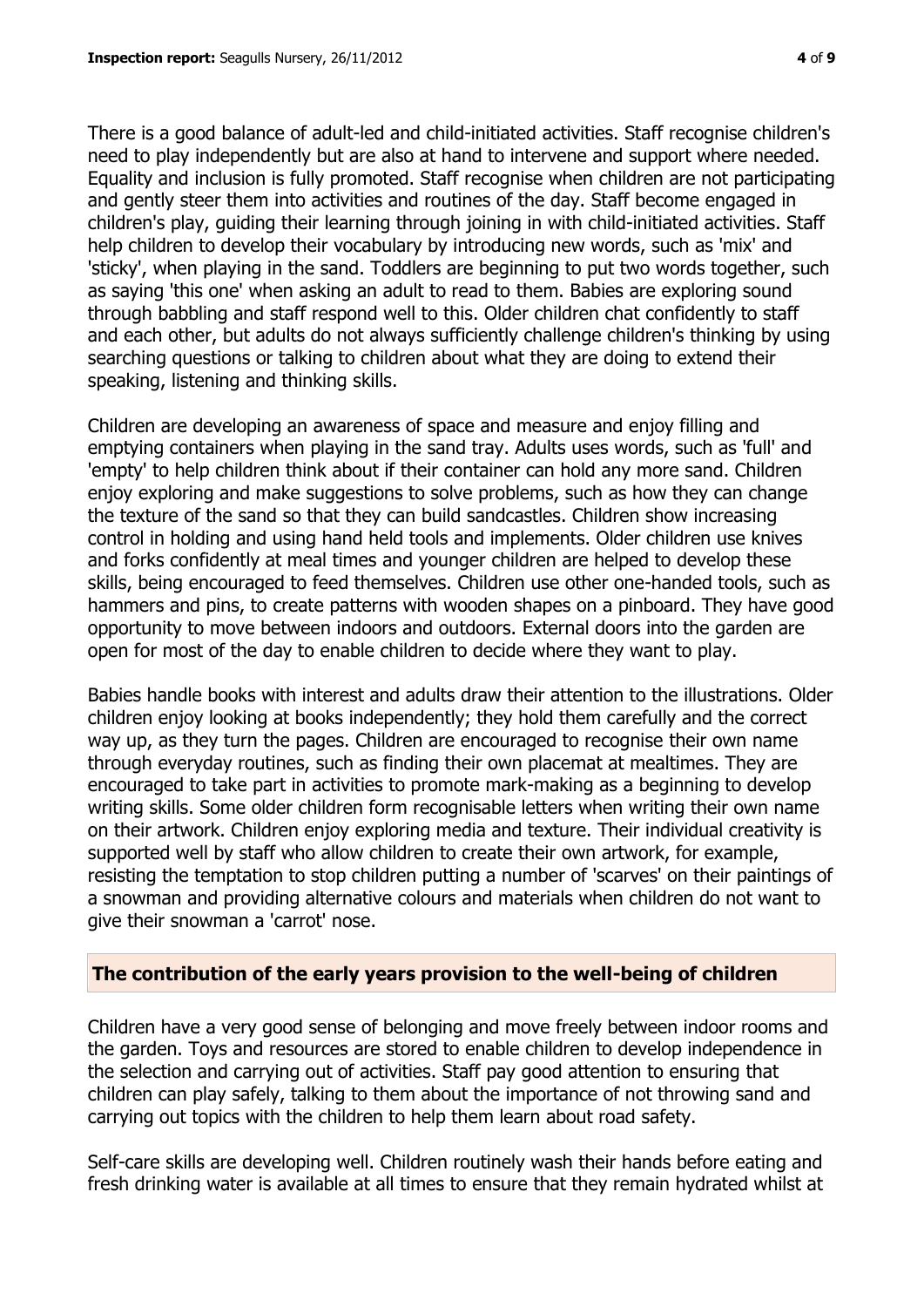There is a good balance of adult-led and child-initiated activities. Staff recognise children's need to play independently but are also at hand to intervene and support where needed. Equality and inclusion is fully promoted. Staff recognise when children are not participating and gently steer them into activities and routines of the day. Staff become engaged in children's play, guiding their learning through joining in with child-initiated activities. Staff help children to develop their vocabulary by introducing new words, such as 'mix' and 'sticky', when playing in the sand. Toddlers are beginning to put two words together, such as saying 'this one' when asking an adult to read to them. Babies are exploring sound through babbling and staff respond well to this. Older children chat confidently to staff and each other, but adults do not always sufficiently challenge children's thinking by using searching questions or talking to children about what they are doing to extend their speaking, listening and thinking skills.

Children are developing an awareness of space and measure and enjoy filling and emptying containers when playing in the sand tray. Adults uses words, such as 'full' and 'empty' to help children think about if their container can hold any more sand. Children enjoy exploring and make suggestions to solve problems, such as how they can change the texture of the sand so that they can build sandcastles. Children show increasing control in holding and using hand held tools and implements. Older children use knives and forks confidently at meal times and younger children are helped to develop these skills, being encouraged to feed themselves. Children use other one-handed tools, such as hammers and pins, to create patterns with wooden shapes on a pinboard. They have good opportunity to move between indoors and outdoors. External doors into the garden are open for most of the day to enable children to decide where they want to play.

Babies handle books with interest and adults draw their attention to the illustrations. Older children enjoy looking at books independently; they hold them carefully and the correct way up, as they turn the pages. Children are encouraged to recognise their own name through everyday routines, such as finding their own placemat at mealtimes. They are encouraged to take part in activities to promote mark-making as a beginning to develop writing skills. Some older children form recognisable letters when writing their own name on their artwork. Children enjoy exploring media and texture. Their individual creativity is supported well by staff who allow children to create their own artwork, for example, resisting the temptation to stop children putting a number of 'scarves' on their paintings of a snowman and providing alternative colours and materials when children do not want to give their snowman a 'carrot' nose.

## The contribution of the early years provision to the well-being of children

Children have a very good sense of belonging and move freely between indoor rooms and the garden. Toys and resources are stored to enable children to develop independence in the selection and carrying out of activities. Staff pay good attention to ensuring that children can play safely, talking to them about the importance of not throwing sand and carrying out topics with the children to help them learn about road safety.

Self-care skills are developing well. Children routinely wash their hands before eating and fresh drinking water is available at all times to ensure that they remain hydrated whilst at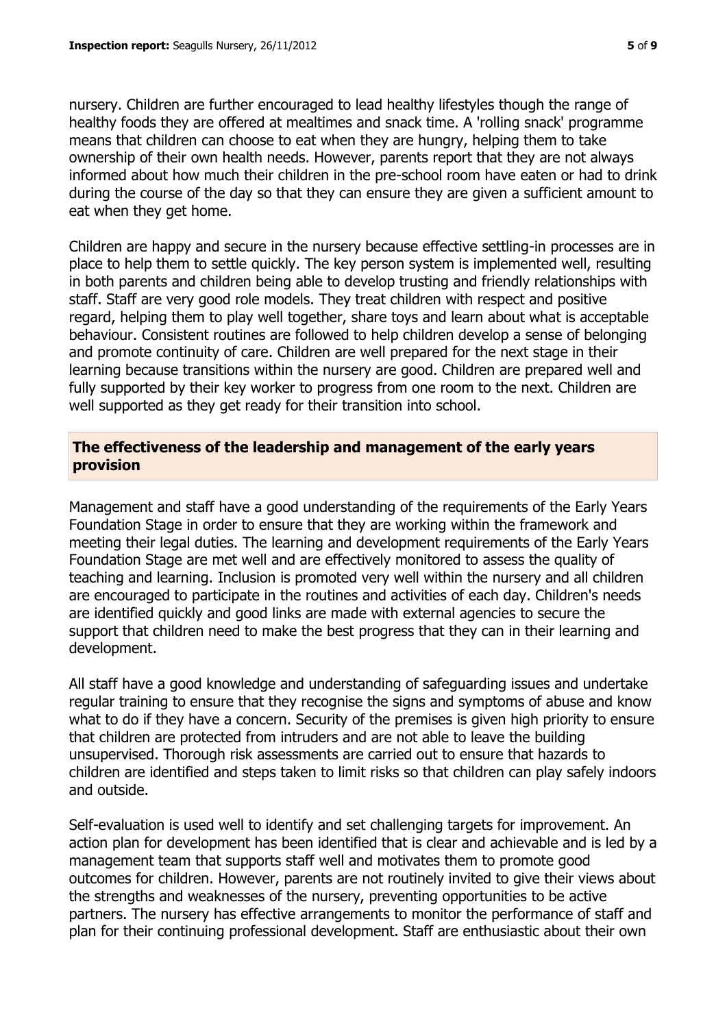nursery. Children are further encouraged to lead healthy lifestyles though the range of healthy foods they are offered at mealtimes and snack time. A 'rolling snack' programme means that children can choose to eat when they are hungry, helping them to take ownership of their own health needs. However, parents report that they are not always informed about how much their children in the pre-school room have eaten or had to drink during the course of the day so that they can ensure they are given a sufficient amount to eat when they get home.

Children are happy and secure in the nursery because effective settling-in processes are in place to help them to settle quickly. The key person system is implemented well, resulting in both parents and children being able to develop trusting and friendly relationships with staff. Staff are very good role models. They treat children with respect and positive regard, helping them to play well together, share toys and learn about what is acceptable behaviour. Consistent routines are followed to help children develop a sense of belonging and promote continuity of care. Children are well prepared for the next stage in their learning because transitions within the nursery are good. Children are prepared well and fully supported by their key worker to progress from one room to the next. Children are well supported as they get ready for their transition into school.

## The effectiveness of the leadership and management of the early years provision

Management and staff have a good understanding of the requirements of the Early Years Foundation Stage in order to ensure that they are working within the framework and meeting their legal duties. The learning and development requirements of the Early Years Foundation Stage are met well and are effectively monitored to assess the quality of teaching and learning. Inclusion is promoted very well within the nursery and all children are encouraged to participate in the routines and activities of each day. Children's needs are identified quickly and good links are made with external agencies to secure the support that children need to make the best progress that they can in their learning and development.

All staff have a good knowledge and understanding of safeguarding issues and undertake regular training to ensure that they recognise the signs and symptoms of abuse and know what to do if they have a concern. Security of the premises is given high priority to ensure that children are protected from intruders and are not able to leave the building unsupervised. Thorough risk assessments are carried out to ensure that hazards to children are identified and steps taken to limit risks so that children can play safely indoors and outside.

Self-evaluation is used well to identify and set challenging targets for improvement. An action plan for development has been identified that is clear and achievable and is led by a management team that supports staff well and motivates them to promote good outcomes for children. However, parents are not routinely invited to give their views about the strengths and weaknesses of the nursery, preventing opportunities to be active partners. The nursery has effective arrangements to monitor the performance of staff and plan for their continuing professional development. Staff are enthusiastic about their own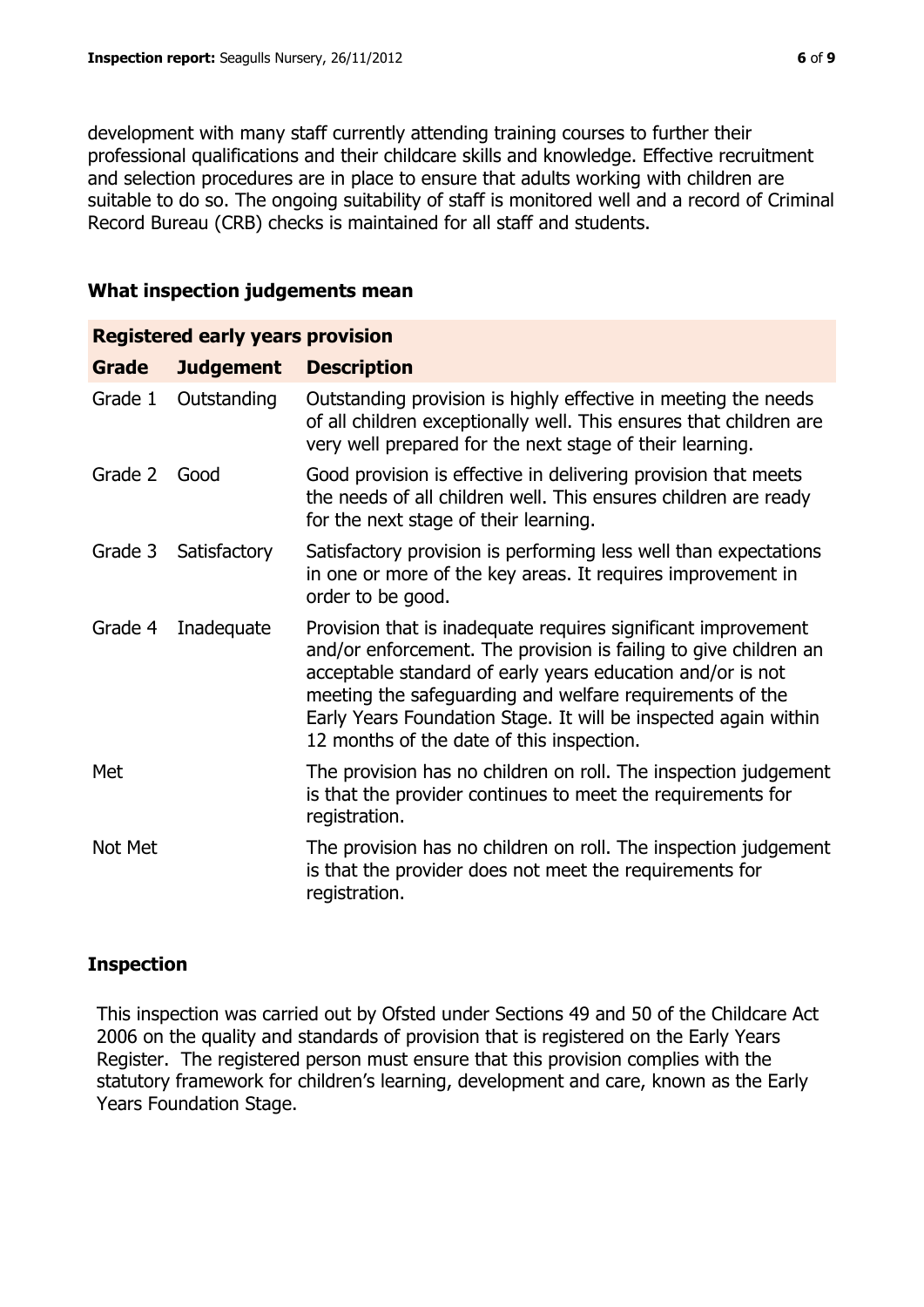development with many staff currently attending training courses to further their professional qualifications and their childcare skills and knowledge. Effective recruitment and selection procedures are in place to ensure that adults working with children are suitable to do so. The ongoing suitability of staff is monitored well and a record of Criminal Record Bureau (CRB) checks is maintained for all staff and students.

## What inspection judgements mean

| **Registered early years provision** | | |
|---|---|---|
| **Grade** | **Judgement** | **Description** |
| Grade 1 | Outstanding | Outstanding provision is highly effective in meeting the needs of all children exceptionally well. This ensures that children are very well prepared for the next stage of their learning. |
| Grade 2 | Good | Good provision is effective in delivering provision that meets the needs of all children well. This ensures children are ready for the next stage of their learning. |
| Grade 3 | Satisfactory | Satisfactory provision is performing less well than expectations in one or more of the key areas. It requires improvement in order to be good. |
| Grade 4 | Inadequate | Provision that is inadequate requires significant improvement and/or enforcement. The provision is failing to give children an acceptable standard of early years education and/or is not meeting the safeguarding and welfare requirements of the Early Years Foundation Stage. It will be inspected again within 12 months of the date of this inspection. |
| Met | | The provision has no children on roll. The inspection judgement is that the provider continues to meet the requirements for registration. |
| Not Met | | The provision has no children on roll. The inspection judgement is that the provider does not meet the requirements for registration. |

## Inspection

This inspection was carried out by Ofsted under Sections 49 and 50 of the Childcare Act 2006 on the quality and standards of provision that is registered on the Early Years Register. The registered person must ensure that this provision complies with the statutory framework for children's learning, development and care, known as the Early Years Foundation Stage.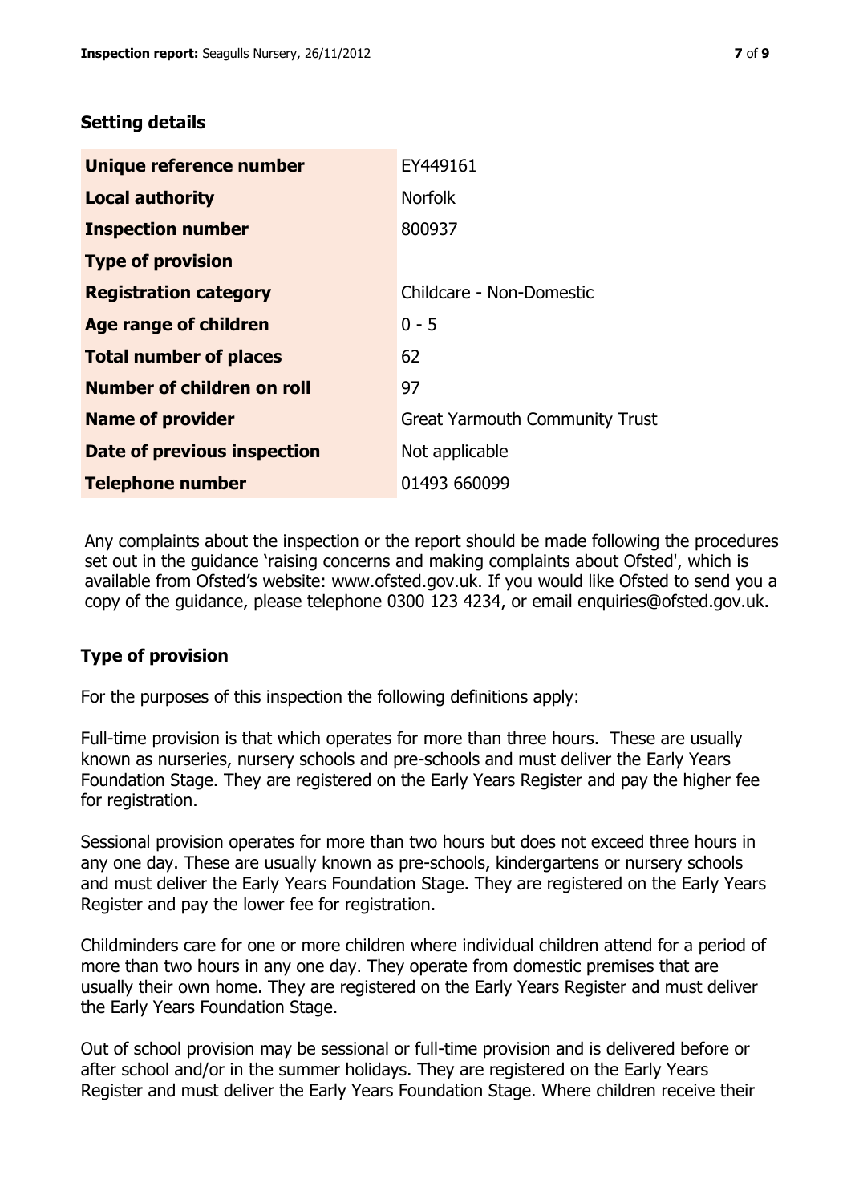## Setting details

| | |
|---|---|
| **Unique reference number** | EY449161 |
| **Local authority** | Norfolk |
| **Inspection number** | 800937 |
| **Type of provision** | |
| **Registration category** | Childcare - Non-Domestic |
| **Age range of children** | 0 - 5 |
| **Total number of places** | 62 |
| **Number of children on roll** | 97 |
| **Name of provider** | Great Yarmouth Community Trust |
| **Date of previous inspection** | Not applicable |
| **Telephone number** | 01493 660099 |

Any complaints about the inspection or the report should be made following the procedures set out in the guidance 'raising concerns and making complaints about Ofsted', which is available from Ofsted's website: www.ofsted.gov.uk. If you would like Ofsted to send you a copy of the guidance, please telephone 0300 123 4234, or email enquiries@ofsted.gov.uk.

## Type of provision

For the purposes of this inspection the following definitions apply:

Full-time provision is that which operates for more than three hours. These are usually known as nurseries, nursery schools and pre-schools and must deliver the Early Years Foundation Stage. They are registered on the Early Years Register and pay the higher fee for registration.

Sessional provision operates for more than two hours but does not exceed three hours in any one day. These are usually known as pre-schools, kindergartens or nursery schools and must deliver the Early Years Foundation Stage. They are registered on the Early Years Register and pay the lower fee for registration.

Childminders care for one or more children where individual children attend for a period of more than two hours in any one day. They operate from domestic premises that are usually their own home. They are registered on the Early Years Register and must deliver the Early Years Foundation Stage.

Out of school provision may be sessional or full-time provision and is delivered before or after school and/or in the summer holidays. They are registered on the Early Years Register and must deliver the Early Years Foundation Stage. Where children receive their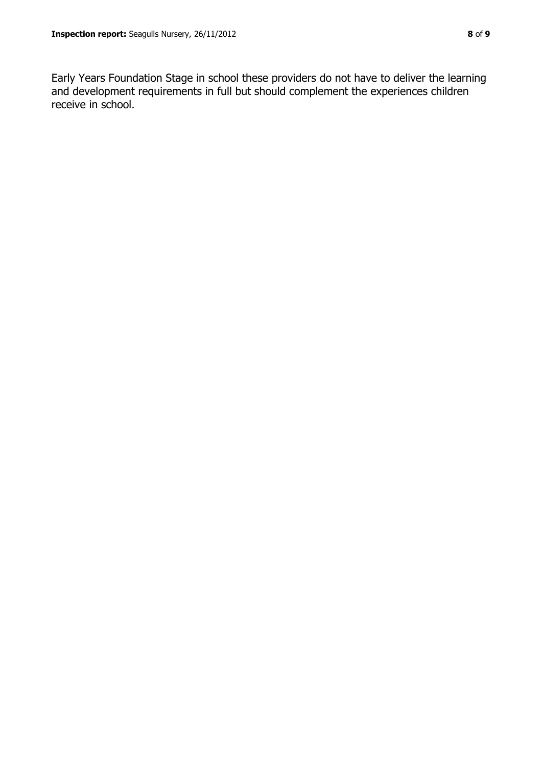Early Years Foundation Stage in school these providers do not have to deliver the learning and development requirements in full but should complement the experiences children receive in school.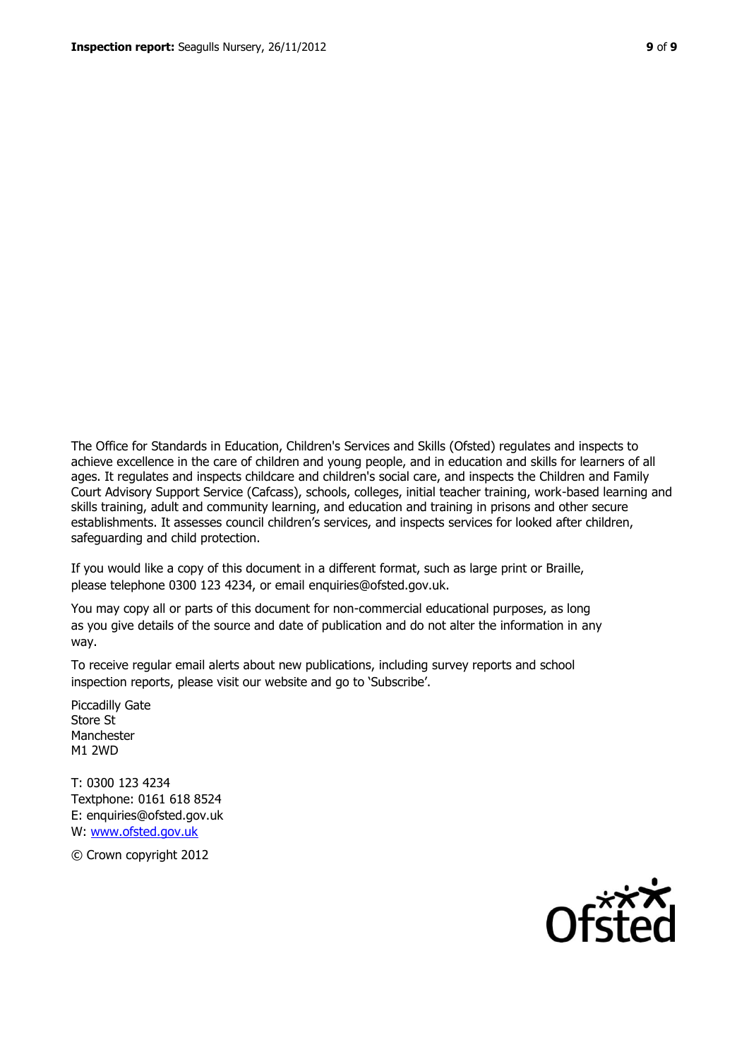The Office for Standards in Education, Children's Services and Skills (Ofsted) regulates and inspects to achieve excellence in the care of children and young people, and in education and skills for learners of all ages. It regulates and inspects childcare and children's social care, and inspects the Children and Family Court Advisory Support Service (Cafcass), schools, colleges, initial teacher training, work-based learning and skills training, adult and community learning, and education and training in prisons and other secure establishments. It assesses council children's services, and inspects services for looked after children, safeguarding and child protection.

If you would like a copy of this document in a different format, such as large print or Braille, please telephone 0300 123 4234, or email enquiries@ofsted.gov.uk.

You may copy all or parts of this document for non-commercial educational purposes, as long as you give details of the source and date of publication and do not alter the information in any way.

To receive regular email alerts about new publications, including survey reports and school inspection reports, please visit our website and go to 'Subscribe'.

Piccadilly Gate
Store St
Manchester
M1 2WD

T: 0300 123 4234
Textphone: 0161 618 8524
E: enquiries@ofsted.gov.uk
W: www.ofsted.gov.uk

© Crown copyright 2012

Ofsted